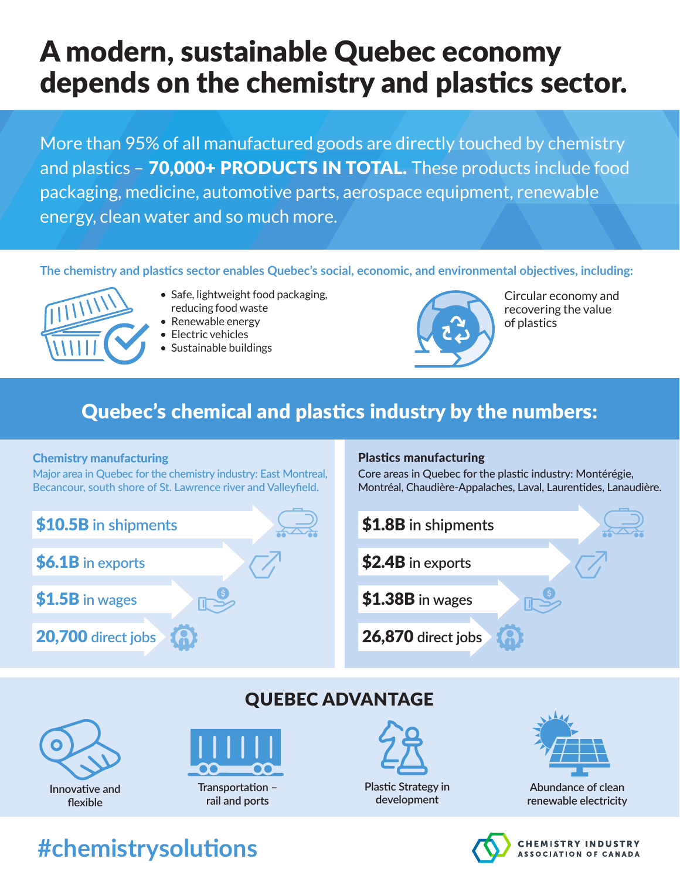# A modern, sustainable Quebec economy depends on the chemistry and plastics sector.

More than 95% of all manufactured goods are directly touched by chemistry and plastics – **70,000+ PRODUCTS IN TOTAL.** These products include food packaging, medicine, automotive parts, aerospace equipment, renewable energy, clean water and so much more.

**The chemistry and plastics sector enables Quebec's social, economic, and environmental objectives, including:**

- Safe, lightweight food packaging, reducing food waste
- Renewable energy
- Electric vehicles
- Sustainable buildings

Circular economy and recovering the value of plastics

## Quebec's chemical and plastics industry by the numbers:

### Chemistry manufacturing

Major area in Quebec for the chemistry industry: East Montreal, Becancour, south shore of St. Lawrence river and Valleyfield.

- **$10.5B** in shipments
- **$6.1B** in exports
- **$1.5B** in wages
- **20,700** direct jobs

### Plastics manufacturing

Core areas in Quebec for the plastic industry: Montérégie, Montréal, Chaudière-Appalaches, Laval, Laurentides, Lanaudière.

- **$1.8B** in shipments
- **$2.4B** in exports
- **$1.38B** in wages
- **26,870** direct jobs

## QUEBEC ADVANTAGE

- Innovative and flexible
- Transportation – rail and ports
- Plastic Strategy in development
- Abundance of clean renewable electricity

#chemistrysolutions

CHEMISTRY INDUSTRY ASSOCIATION OF CANADA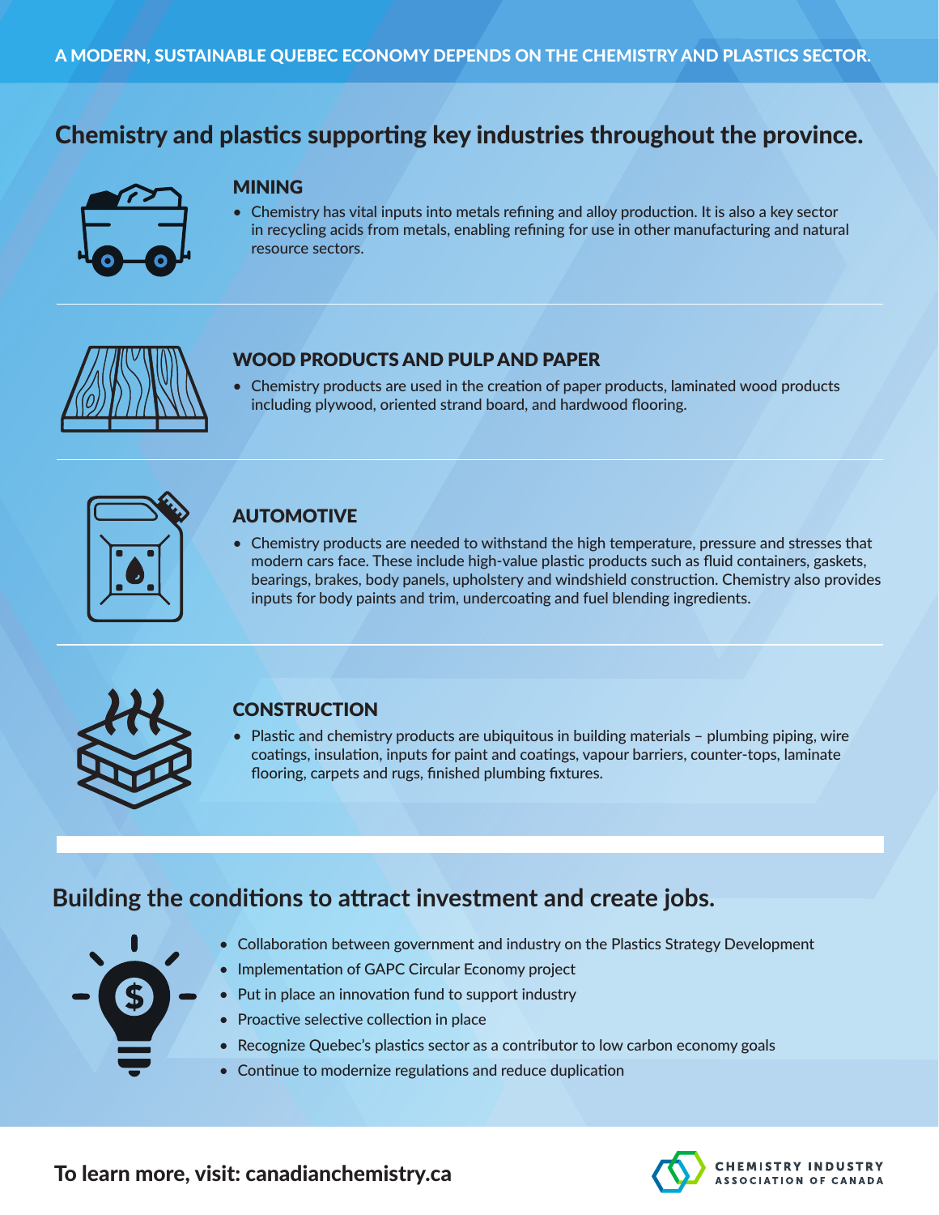A MODERN, SUSTAINABLE QUEBEC ECONOMY DEPENDS ON THE CHEMISTRY AND PLASTICS SECTOR.

## Chemistry and plastics supporting key industries throughout the province.

### MINING

- Chemistry has vital inputs into metals refining and alloy production. It is also a key sector in recycling acids from metals, enabling refining for use in other manufacturing and natural resource sectors.

### WOOD PRODUCTS AND PULP AND PAPER

- Chemistry products are used in the creation of paper products, laminated wood products including plywood, oriented strand board, and hardwood flooring.

### AUTOMOTIVE

- Chemistry products are needed to withstand the high temperature, pressure and stresses that modern cars face. These include high-value plastic products such as fluid containers, gaskets, bearings, brakes, body panels, upholstery and windshield construction. Chemistry also provides inputs for body paints and trim, undercoating and fuel blending ingredients.

### CONSTRUCTION

- Plastic and chemistry products are ubiquitous in building materials – plumbing piping, wire coatings, insulation, inputs for paint and coatings, vapour barriers, counter-tops, laminate flooring, carpets and rugs, finished plumbing fixtures.

## Building the conditions to attract investment and create jobs.

- Collaboration between government and industry on the Plastics Strategy Development
- Implementation of GAPC Circular Economy project
- Put in place an innovation fund to support industry
- Proactive selective collection in place
- Recognize Quebec's plastics sector as a contributor to low carbon economy goals
- Continue to modernize regulations and reduce duplication

**To learn more, visit: canadianchemistry.ca**

CHEMISTRY INDUSTRY ASSOCIATION OF CANADA